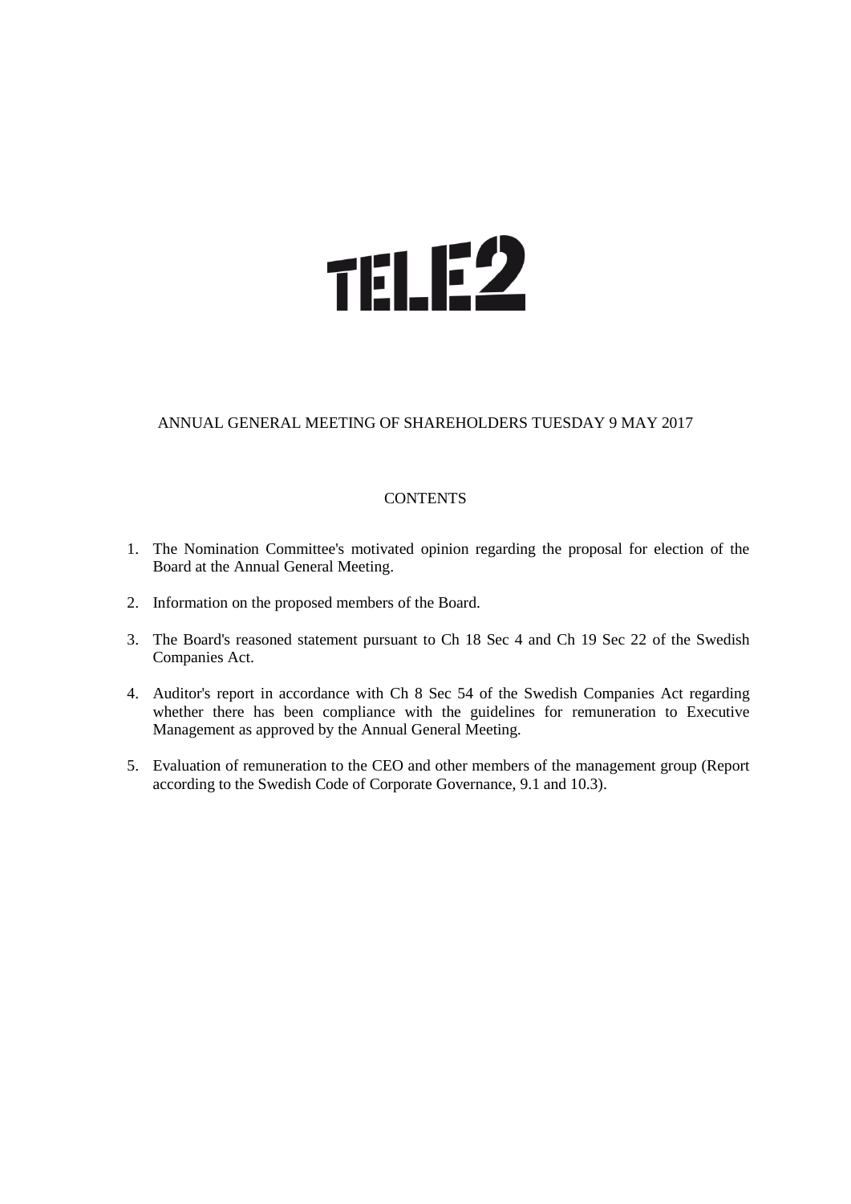# TELE2

ANNUAL GENERAL MEETING OF SHAREHOLDERS TUESDAY 9 MAY 2017

## CONTENTS

1. The Nomination Committee's motivated opinion regarding the proposal for election of the Board at the Annual General Meeting.
2. Information on the proposed members of the Board.
3. The Board's reasoned statement pursuant to Ch 18 Sec 4 and Ch 19 Sec 22 of the Swedish Companies Act.
4. Auditor's report in accordance with Ch 8 Sec 54 of the Swedish Companies Act regarding whether there has been compliance with the guidelines for remuneration to Executive Management as approved by the Annual General Meeting.
5. Evaluation of remuneration to the CEO and other members of the management group (Report according to the Swedish Code of Corporate Governance, 9.1 and 10.3).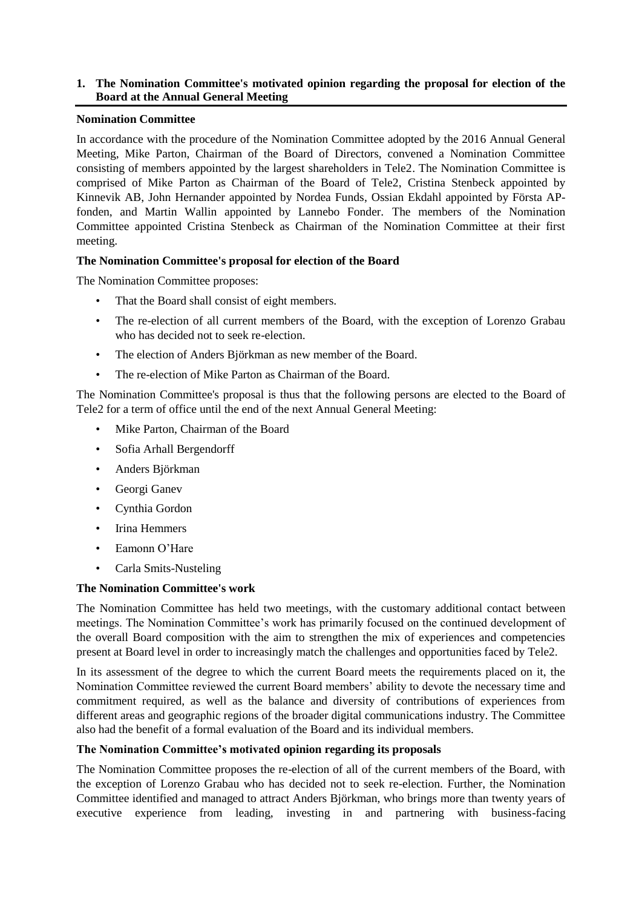## 1. The Nomination Committee's motivated opinion regarding the proposal for election of the Board at the Annual General Meeting

**Nomination Committee**

In accordance with the procedure of the Nomination Committee adopted by the 2016 Annual General Meeting, Mike Parton, Chairman of the Board of Directors, convened a Nomination Committee consisting of members appointed by the largest shareholders in Tele2. The Nomination Committee is comprised of Mike Parton as Chairman of the Board of Tele2, Cristina Stenbeck appointed by Kinnevik AB, John Hernander appointed by Nordea Funds, Ossian Ekdahl appointed by Första AP-fonden, and Martin Wallin appointed by Lannebo Fonder. The members of the Nomination Committee appointed Cristina Stenbeck as Chairman of the Nomination Committee at their first meeting.

**The Nomination Committee's proposal for election of the Board**

The Nomination Committee proposes:

- That the Board shall consist of eight members.
- The re-election of all current members of the Board, with the exception of Lorenzo Grabau who has decided not to seek re-election.
- The election of Anders Björkman as new member of the Board.
- The re-election of Mike Parton as Chairman of the Board.

The Nomination Committee's proposal is thus that the following persons are elected to the Board of Tele2 for a term of office until the end of the next Annual General Meeting:

- Mike Parton, Chairman of the Board
- Sofia Arhall Bergendorff
- Anders Björkman
- Georgi Ganev
- Cynthia Gordon
- Irina Hemmers
- Eamonn O'Hare
- Carla Smits-Nusteling

**The Nomination Committee's work**

The Nomination Committee has held two meetings, with the customary additional contact between meetings. The Nomination Committee's work has primarily focused on the continued development of the overall Board composition with the aim to strengthen the mix of experiences and competencies present at Board level in order to increasingly match the challenges and opportunities faced by Tele2.

In its assessment of the degree to which the current Board meets the requirements placed on it, the Nomination Committee reviewed the current Board members' ability to devote the necessary time and commitment required, as well as the balance and diversity of contributions of experiences from different areas and geographic regions of the broader digital communications industry. The Committee also had the benefit of a formal evaluation of the Board and its individual members.

**The Nomination Committee's motivated opinion regarding its proposals**

The Nomination Committee proposes the re-election of all of the current members of the Board, with the exception of Lorenzo Grabau who has decided not to seek re-election. Further, the Nomination Committee identified and managed to attract Anders Björkman, who brings more than twenty years of executive experience from leading, investing in and partnering with business-facing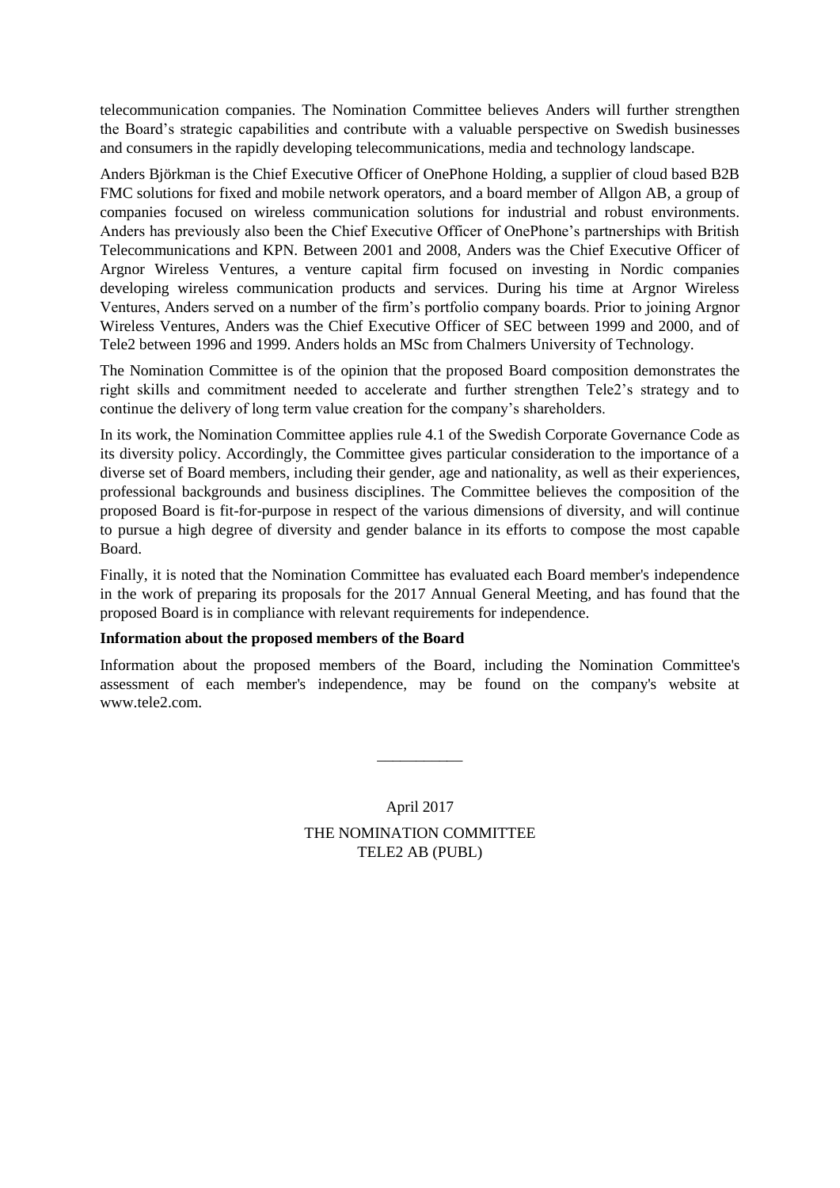telecommunication companies. The Nomination Committee believes Anders will further strengthen the Board's strategic capabilities and contribute with a valuable perspective on Swedish businesses and consumers in the rapidly developing telecommunications, media and technology landscape.

Anders Björkman is the Chief Executive Officer of OnePhone Holding, a supplier of cloud based B2B FMC solutions for fixed and mobile network operators, and a board member of Allgon AB, a group of companies focused on wireless communication solutions for industrial and robust environments. Anders has previously also been the Chief Executive Officer of OnePhone's partnerships with British Telecommunications and KPN. Between 2001 and 2008, Anders was the Chief Executive Officer of Argnor Wireless Ventures, a venture capital firm focused on investing in Nordic companies developing wireless communication products and services. During his time at Argnor Wireless Ventures, Anders served on a number of the firm's portfolio company boards. Prior to joining Argnor Wireless Ventures, Anders was the Chief Executive Officer of SEC between 1999 and 2000, and of Tele2 between 1996 and 1999. Anders holds an MSc from Chalmers University of Technology.

The Nomination Committee is of the opinion that the proposed Board composition demonstrates the right skills and commitment needed to accelerate and further strengthen Tele2's strategy and to continue the delivery of long term value creation for the company's shareholders.

In its work, the Nomination Committee applies rule 4.1 of the Swedish Corporate Governance Code as its diversity policy. Accordingly, the Committee gives particular consideration to the importance of a diverse set of Board members, including their gender, age and nationality, as well as their experiences, professional backgrounds and business disciplines. The Committee believes the composition of the proposed Board is fit-for-purpose in respect of the various dimensions of diversity, and will continue to pursue a high degree of diversity and gender balance in its efforts to compose the most capable Board.

Finally, it is noted that the Nomination Committee has evaluated each Board member's independence in the work of preparing its proposals for the 2017 Annual General Meeting, and has found that the proposed Board is in compliance with relevant requirements for independence.

**Information about the proposed members of the Board**

Information about the proposed members of the Board, including the Nomination Committee's assessment of each member's independence, may be found on the company's website at www.tele2.com.

\_\_\_\_\_\_\_\_\_\_\_

April 2017

THE NOMINATION COMMITTEE
TELE2 AB (PUBL)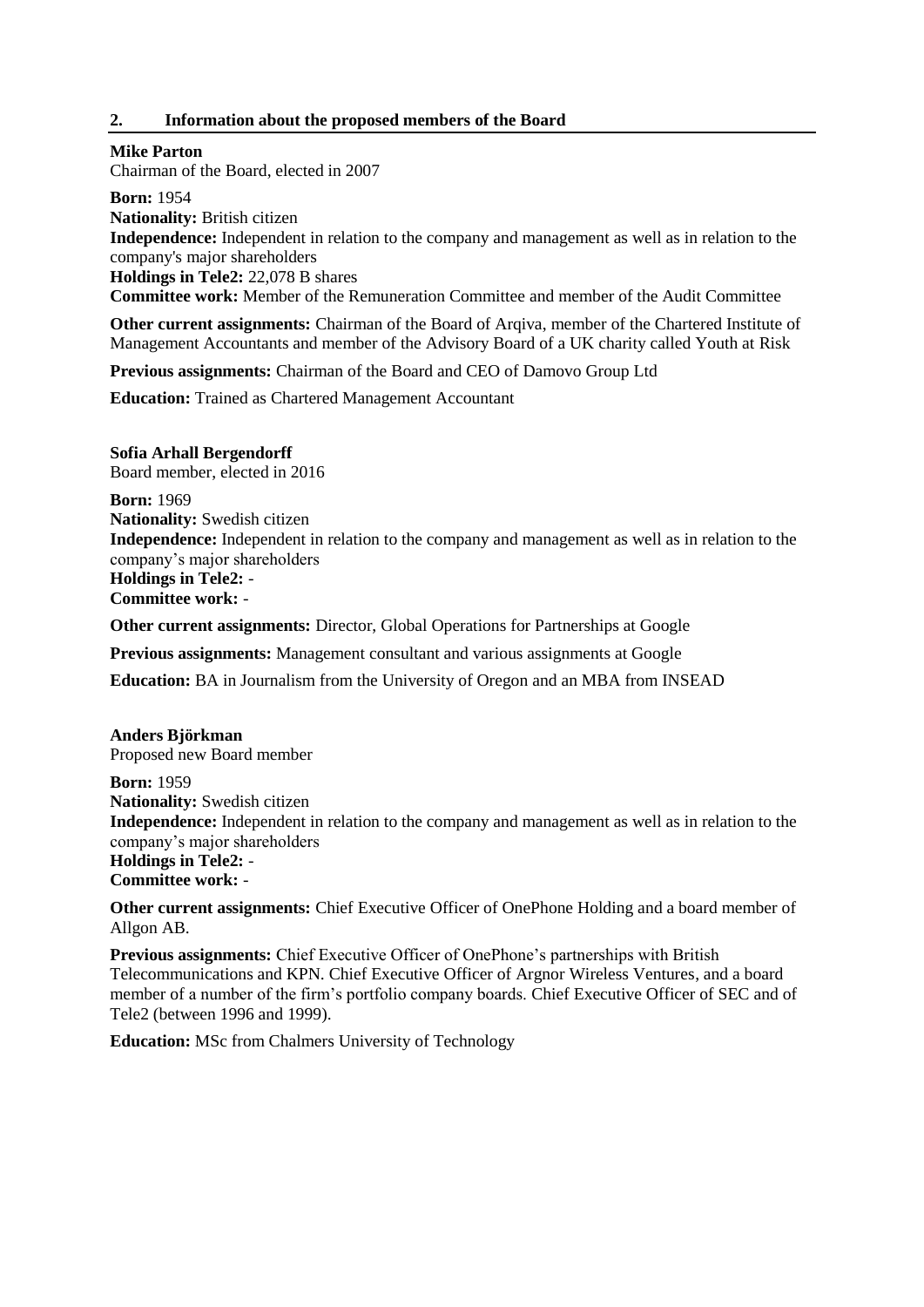## 2. Information about the proposed members of the Board

**Mike Parton**
Chairman of the Board, elected in 2007

**Born:** 1954
**Nationality:** British citizen
**Independence:** Independent in relation to the company and management as well as in relation to the company's major shareholders
**Holdings in Tele2:** 22,078 B shares
**Committee work:** Member of the Remuneration Committee and member of the Audit Committee

**Other current assignments:** Chairman of the Board of Arqiva, member of the Chartered Institute of Management Accountants and member of the Advisory Board of a UK charity called Youth at Risk

**Previous assignments:** Chairman of the Board and CEO of Damovo Group Ltd

**Education:** Trained as Chartered Management Accountant

**Sofia Arhall Bergendorff**
Board member, elected in 2016

**Born:** 1969
**Nationality:** Swedish citizen
**Independence:** Independent in relation to the company and management as well as in relation to the company's major shareholders
**Holdings in Tele2:** -
**Committee work:** -

**Other current assignments:** Director, Global Operations for Partnerships at Google

**Previous assignments:** Management consultant and various assignments at Google

**Education:** BA in Journalism from the University of Oregon and an MBA from INSEAD

**Anders Björkman**
Proposed new Board member

**Born:** 1959
**Nationality:** Swedish citizen
**Independence:** Independent in relation to the company and management as well as in relation to the company's major shareholders
**Holdings in Tele2:** -
**Committee work:** -

**Other current assignments:** Chief Executive Officer of OnePhone Holding and a board member of Allgon AB.

**Previous assignments:** Chief Executive Officer of OnePhone's partnerships with British Telecommunications and KPN. Chief Executive Officer of Argnor Wireless Ventures, and a board member of a number of the firm's portfolio company boards. Chief Executive Officer of SEC and of Tele2 (between 1996 and 1999).

**Education:** MSc from Chalmers University of Technology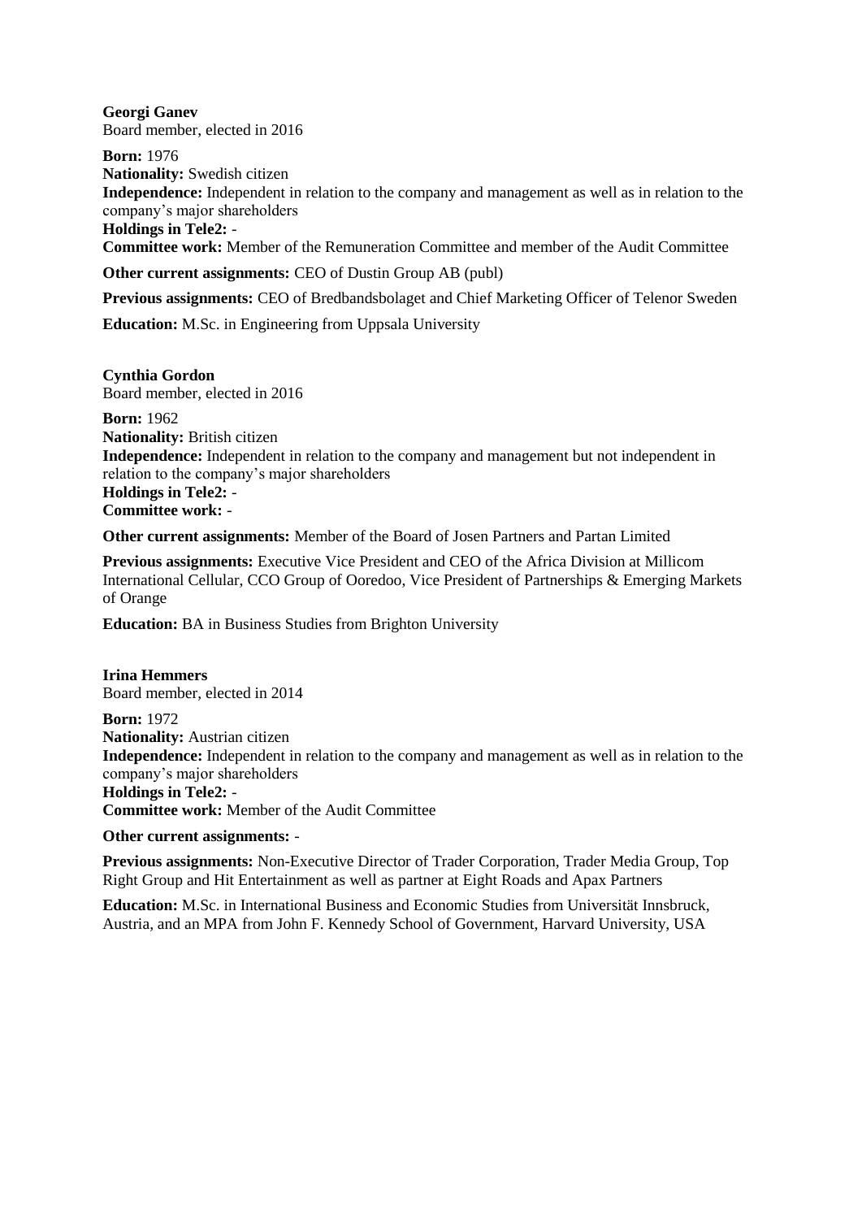**Georgi Ganev**
Board member, elected in 2016

**Born:** 1976
**Nationality:** Swedish citizen
**Independence:** Independent in relation to the company and management as well as in relation to the company's major shareholders
**Holdings in Tele2:** -
**Committee work:** Member of the Remuneration Committee and member of the Audit Committee

**Other current assignments:** CEO of Dustin Group AB (publ)

**Previous assignments:** CEO of Bredbandsbolaget and Chief Marketing Officer of Telenor Sweden

**Education:** M.Sc. in Engineering from Uppsala University

**Cynthia Gordon**
Board member, elected in 2016

**Born:** 1962
**Nationality:** British citizen
**Independence:** Independent in relation to the company and management but not independent in relation to the company's major shareholders
**Holdings in Tele2:** -
**Committee work:** -

**Other current assignments:** Member of the Board of Josen Partners and Partan Limited

**Previous assignments:** Executive Vice President and CEO of the Africa Division at Millicom International Cellular, CCO Group of Ooredoo, Vice President of Partnerships & Emerging Markets of Orange

**Education:** BA in Business Studies from Brighton University

**Irina Hemmers**
Board member, elected in 2014

**Born:** 1972
**Nationality:** Austrian citizen
**Independence:** Independent in relation to the company and management as well as in relation to the company's major shareholders
**Holdings in Tele2:** -
**Committee work:** Member of the Audit Committee

**Other current assignments:** -

**Previous assignments:** Non-Executive Director of Trader Corporation, Trader Media Group, Top Right Group and Hit Entertainment as well as partner at Eight Roads and Apax Partners

**Education:** M.Sc. in International Business and Economic Studies from Universität Innsbruck, Austria, and an MPA from John F. Kennedy School of Government, Harvard University, USA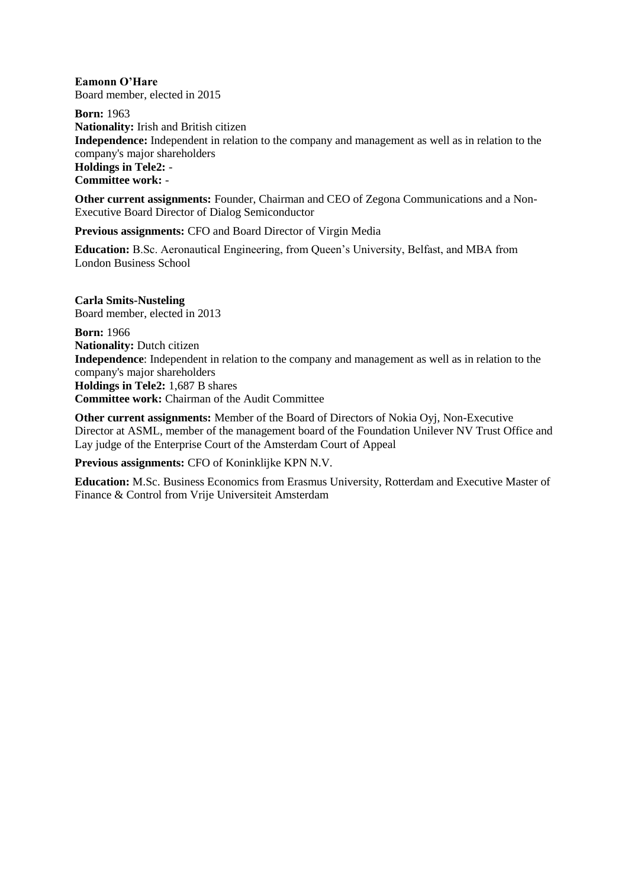**Eamonn O'Hare**
Board member, elected in 2015

**Born:** 1963
**Nationality:** Irish and British citizen
**Independence:** Independent in relation to the company and management as well as in relation to the company's major shareholders
**Holdings in Tele2:** -
**Committee work:** -

**Other current assignments:** Founder, Chairman and CEO of Zegona Communications and a Non-Executive Board Director of Dialog Semiconductor

**Previous assignments:** CFO and Board Director of Virgin Media

**Education:** B.Sc. Aeronautical Engineering, from Queen's University, Belfast, and MBA from London Business School

**Carla Smits-Nusteling**
Board member, elected in 2013

**Born:** 1966
**Nationality:** Dutch citizen
**Independence**: Independent in relation to the company and management as well as in relation to the company's major shareholders
**Holdings in Tele2:** 1,687 B shares
**Committee work:** Chairman of the Audit Committee

**Other current assignments:** Member of the Board of Directors of Nokia Oyj, Non-Executive Director at ASML, member of the management board of the Foundation Unilever NV Trust Office and Lay judge of the Enterprise Court of the Amsterdam Court of Appeal

**Previous assignments:** CFO of Koninklijke KPN N.V.

**Education:** M.Sc. Business Economics from Erasmus University, Rotterdam and Executive Master of Finance & Control from Vrije Universiteit Amsterdam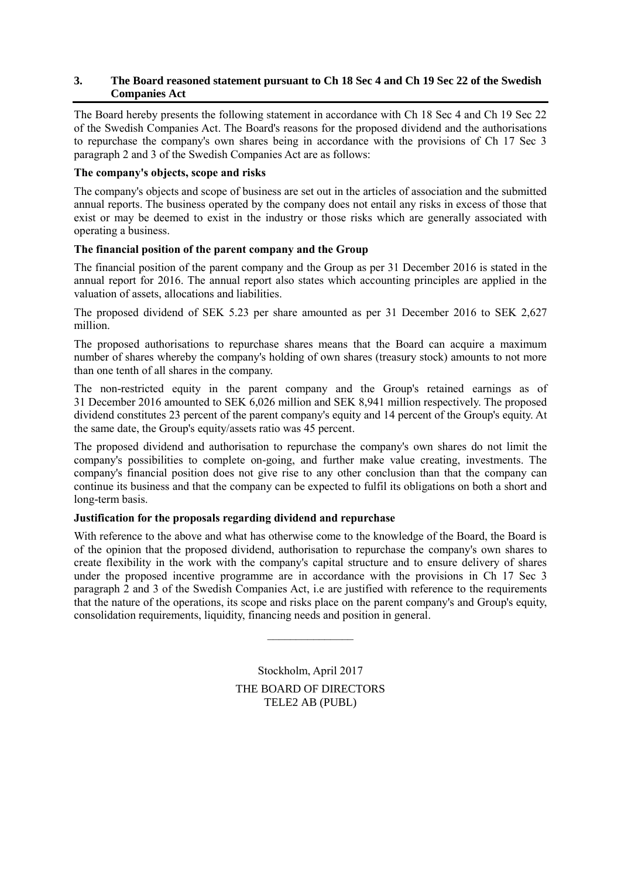## 3. The Board reasoned statement pursuant to Ch 18 Sec 4 and Ch 19 Sec 22 of the Swedish Companies Act

The Board hereby presents the following statement in accordance with Ch 18 Sec 4 and Ch 19 Sec 22 of the Swedish Companies Act. The Board's reasons for the proposed dividend and the authorisations to repurchase the company's own shares being in accordance with the provisions of Ch 17 Sec 3 paragraph 2 and 3 of the Swedish Companies Act are as follows:

**The company's objects, scope and risks**

The company's objects and scope of business are set out in the articles of association and the submitted annual reports. The business operated by the company does not entail any risks in excess of those that exist or may be deemed to exist in the industry or those risks which are generally associated with operating a business.

**The financial position of the parent company and the Group**

The financial position of the parent company and the Group as per 31 December 2016 is stated in the annual report for 2016. The annual report also states which accounting principles are applied in the valuation of assets, allocations and liabilities.

The proposed dividend of SEK 5.23 per share amounted as per 31 December 2016 to SEK 2,627 million.

The proposed authorisations to repurchase shares means that the Board can acquire a maximum number of shares whereby the company's holding of own shares (treasury stock) amounts to not more than one tenth of all shares in the company.

The non-restricted equity in the parent company and the Group's retained earnings as of 31 December 2016 amounted to SEK 6,026 million and SEK 8,941 million respectively. The proposed dividend constitutes 23 percent of the parent company's equity and 14 percent of the Group's equity. At the same date, the Group's equity/assets ratio was 45 percent.

The proposed dividend and authorisation to repurchase the company's own shares do not limit the company's possibilities to complete on-going, and further make value creating, investments. The company's financial position does not give rise to any other conclusion than that the company can continue its business and that the company can be expected to fulfil its obligations on both a short and long-term basis.

**Justification for the proposals regarding dividend and repurchase**

With reference to the above and what has otherwise come to the knowledge of the Board, the Board is of the opinion that the proposed dividend, authorisation to repurchase the company's own shares to create flexibility in the work with the company's capital structure and to ensure delivery of shares under the proposed incentive programme are in accordance with the provisions in Ch 17 Sec 3 paragraph 2 and 3 of the Swedish Companies Act, i.e are justified with reference to the requirements that the nature of the operations, its scope and risks place on the parent company's and Group's equity, consolidation requirements, liquidity, financing needs and position in general.

______________

Stockholm, April 2017

THE BOARD OF DIRECTORS
TELE2 AB (PUBL)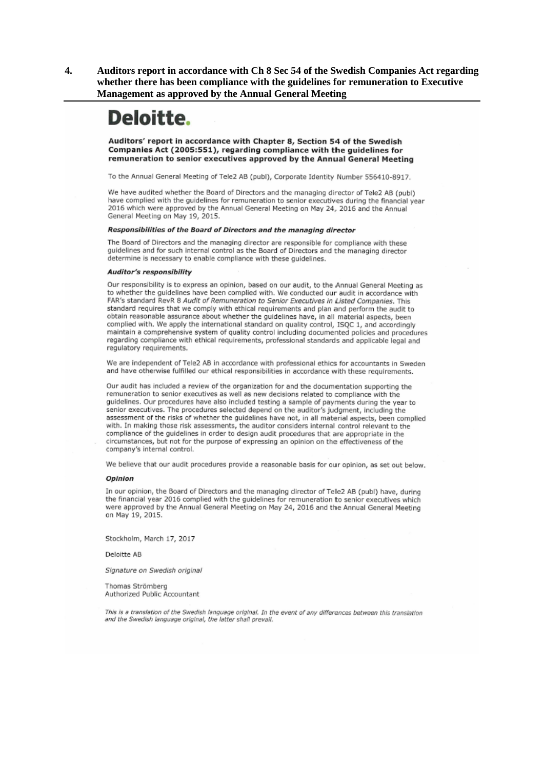## 4. Auditors report in accordance with Ch 8 Sec 54 of the Swedish Companies Act regarding whether there has been compliance with the guidelines for remuneration to Executive Management as approved by the Annual General Meeting

# Deloitte.

### Auditors' report in accordance with Chapter 8, Section 54 of the Swedish Companies Act (2005:551), regarding compliance with the guidelines for remuneration to senior executives approved by the Annual General Meeting

To the Annual General Meeting of Tele2 AB (publ), Corporate Identity Number 556410-8917.

We have audited whether the Board of Directors and the managing director of Tele2 AB (publ) have complied with the guidelines for remuneration to senior executives during the financial year 2016 which were approved by the Annual General Meeting on May 24, 2016 and the Annual General Meeting on May 19, 2015.

#### *Responsibilities of the Board of Directors and the managing director*

The Board of Directors and the managing director are responsible for compliance with these guidelines and for such internal control as the Board of Directors and the managing director determine is necessary to enable compliance with these guidelines.

#### *Auditor's responsibility*

Our responsibility is to express an opinion, based on our audit, to the Annual General Meeting as to whether the guidelines have been complied with. We conducted our audit in accordance with FAR's standard RevR 8 *Audit of Remuneration to Senior Executives in Listed Companies*. This standard requires that we comply with ethical requirements and plan and perform the audit to obtain reasonable assurance about whether the guidelines have, in all material aspects, been complied with. We apply the international standard on quality control, ISQC 1, and accordingly maintain a comprehensive system of quality control including documented policies and procedures regarding compliance with ethical requirements, professional standards and applicable legal and regulatory requirements.

We are independent of Tele2 AB in accordance with professional ethics for accountants in Sweden and have otherwise fulfilled our ethical responsibilities in accordance with these requirements.

Our audit has included a review of the organization for and the documentation supporting the remuneration to senior executives as well as new decisions related to compliance with the guidelines. Our procedures have also included testing a sample of payments during the year to senior executives. The procedures selected depend on the auditor's judgment, including the assessment of the risks of whether the guidelines have not, in all material aspects, been complied with. In making those risk assessments, the auditor considers internal control relevant to the compliance of the guidelines in order to design audit procedures that are appropriate in the circumstances, but not for the purpose of expressing an opinion on the effectiveness of the company's internal control.

We believe that our audit procedures provide a reasonable basis for our opinion, as set out below.

#### *Opinion*

In our opinion, the Board of Directors and the managing director of Tele2 AB (publ) have, during the financial year 2016 complied with the guidelines for remuneration to senior executives which were approved by the Annual General Meeting on May 24, 2016 and the Annual General Meeting on May 19, 2015.

Stockholm, March 17, 2017

Deloitte AB

*Signature on Swedish original*

Thomas Strömberg
Authorized Public Accountant

*This is a translation of the Swedish language original. In the event of any differences between this translation and the Swedish language original, the latter shall prevail.*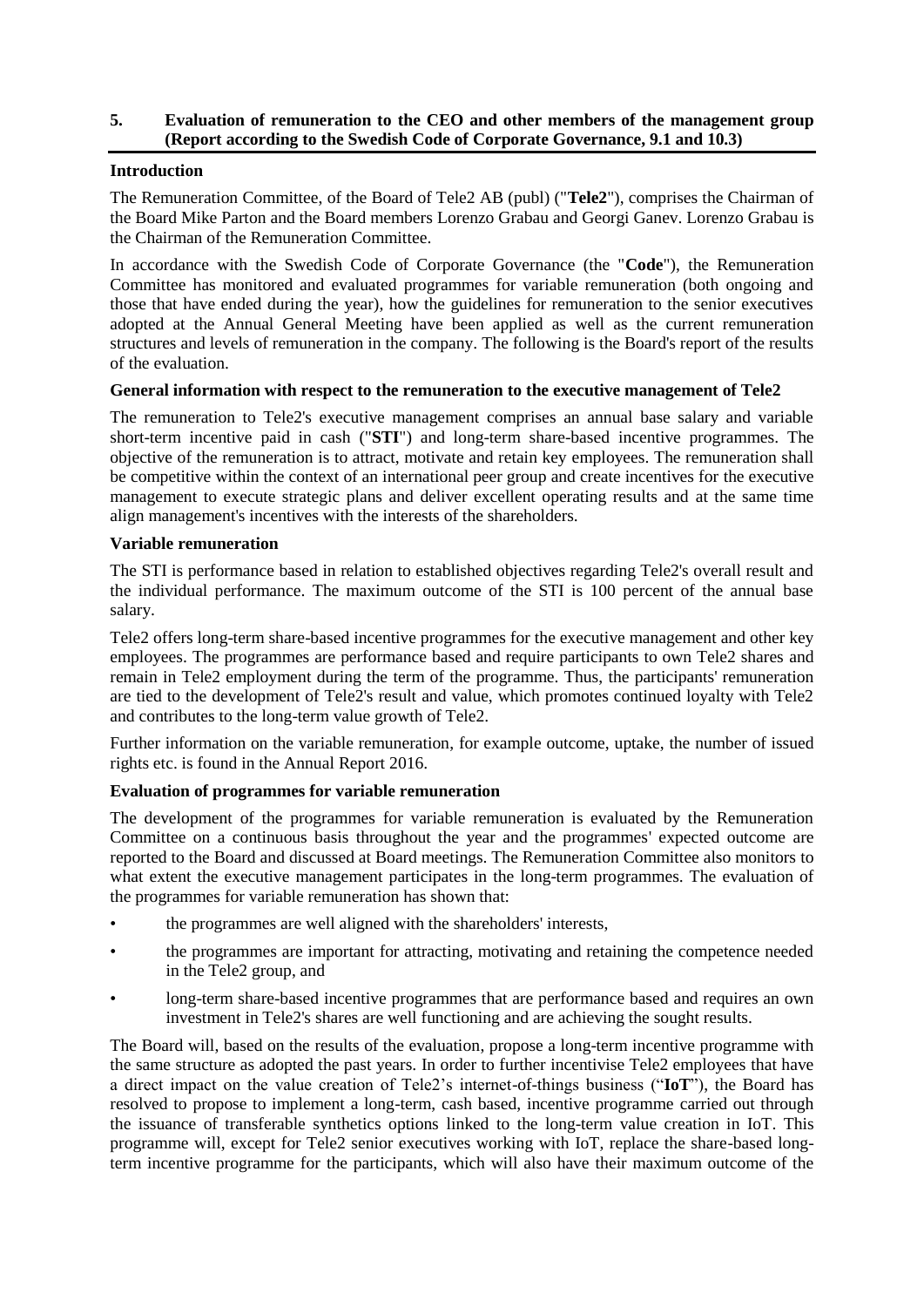## 5. Evaluation of remuneration to the CEO and other members of the management group (Report according to the Swedish Code of Corporate Governance, 9.1 and 10.3)

### Introduction

The Remuneration Committee, of the Board of Tele2 AB (publ) ("**Tele2**"), comprises the Chairman of the Board Mike Parton and the Board members Lorenzo Grabau and Georgi Ganev. Lorenzo Grabau is the Chairman of the Remuneration Committee.

In accordance with the Swedish Code of Corporate Governance (the "**Code**"), the Remuneration Committee has monitored and evaluated programmes for variable remuneration (both ongoing and those that have ended during the year), how the guidelines for remuneration to the senior executives adopted at the Annual General Meeting have been applied as well as the current remuneration structures and levels of remuneration in the company. The following is the Board's report of the results of the evaluation.

### General information with respect to the remuneration to the executive management of Tele2

The remuneration to Tele2's executive management comprises an annual base salary and variable short-term incentive paid in cash ("**STI**") and long-term share-based incentive programmes. The objective of the remuneration is to attract, motivate and retain key employees. The remuneration shall be competitive within the context of an international peer group and create incentives for the executive management to execute strategic plans and deliver excellent operating results and at the same time align management's incentives with the interests of the shareholders.

### Variable remuneration

The STI is performance based in relation to established objectives regarding Tele2's overall result and the individual performance. The maximum outcome of the STI is 100 percent of the annual base salary.

Tele2 offers long-term share-based incentive programmes for the executive management and other key employees. The programmes are performance based and require participants to own Tele2 shares and remain in Tele2 employment during the term of the programme. Thus, the participants' remuneration are tied to the development of Tele2's result and value, which promotes continued loyalty with Tele2 and contributes to the long-term value growth of Tele2.

Further information on the variable remuneration, for example outcome, uptake, the number of issued rights etc. is found in the Annual Report 2016.

### Evaluation of programmes for variable remuneration

The development of the programmes for variable remuneration is evaluated by the Remuneration Committee on a continuous basis throughout the year and the programmes' expected outcome are reported to the Board and discussed at Board meetings. The Remuneration Committee also monitors to what extent the executive management participates in the long-term programmes. The evaluation of the programmes for variable remuneration has shown that:

- the programmes are well aligned with the shareholders' interests,
- the programmes are important for attracting, motivating and retaining the competence needed in the Tele2 group, and
- long-term share-based incentive programmes that are performance based and requires an own investment in Tele2's shares are well functioning and are achieving the sought results.

The Board will, based on the results of the evaluation, propose a long-term incentive programme with the same structure as adopted the past years. In order to further incentivise Tele2 employees that have a direct impact on the value creation of Tele2's internet-of-things business ("**IoT**"), the Board has resolved to propose to implement a long-term, cash based, incentive programme carried out through the issuance of transferable synthetics options linked to the long-term value creation in IoT. This programme will, except for Tele2 senior executives working with IoT, replace the share-based long-term incentive programme for the participants, which will also have their maximum outcome of the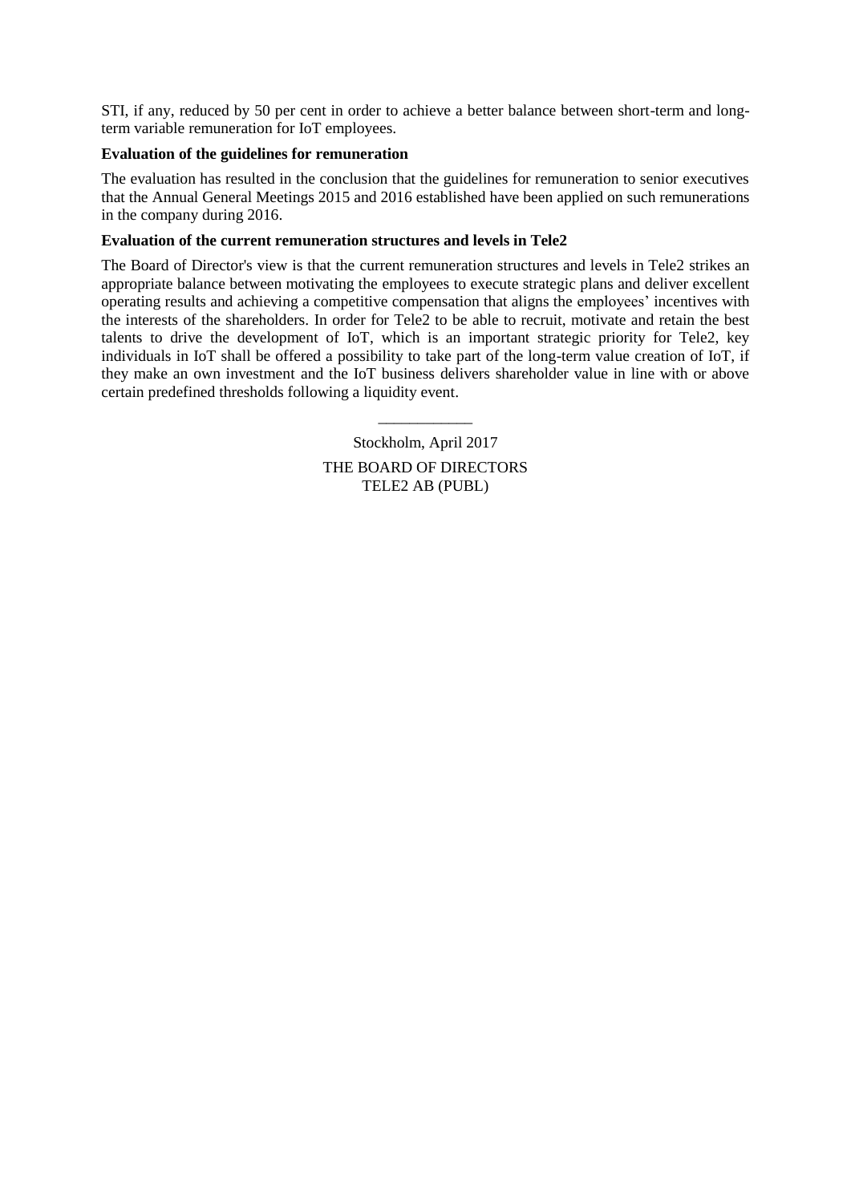STI, if any, reduced by 50 per cent in order to achieve a better balance between short-term and long-term variable remuneration for IoT employees.

**Evaluation of the guidelines for remuneration**

The evaluation has resulted in the conclusion that the guidelines for remuneration to senior executives that the Annual General Meetings 2015 and 2016 established have been applied on such remunerations in the company during 2016.

**Evaluation of the current remuneration structures and levels in Tele2**

The Board of Director's view is that the current remuneration structures and levels in Tele2 strikes an appropriate balance between motivating the employees to execute strategic plans and deliver excellent operating results and achieving a competitive compensation that aligns the employees' incentives with the interests of the shareholders. In order for Tele2 to be able to recruit, motivate and retain the best talents to drive the development of IoT, which is an important strategic priority for Tele2, key individuals in IoT shall be offered a possibility to take part of the long-term value creation of IoT, if they make an own investment and the IoT business delivers shareholder value in line with or above certain predefined thresholds following a liquidity event.

\_\_\_\_\_\_\_\_\_\_\_\_

Stockholm, April 2017

THE BOARD OF DIRECTORS
TELE2 AB (PUBL)